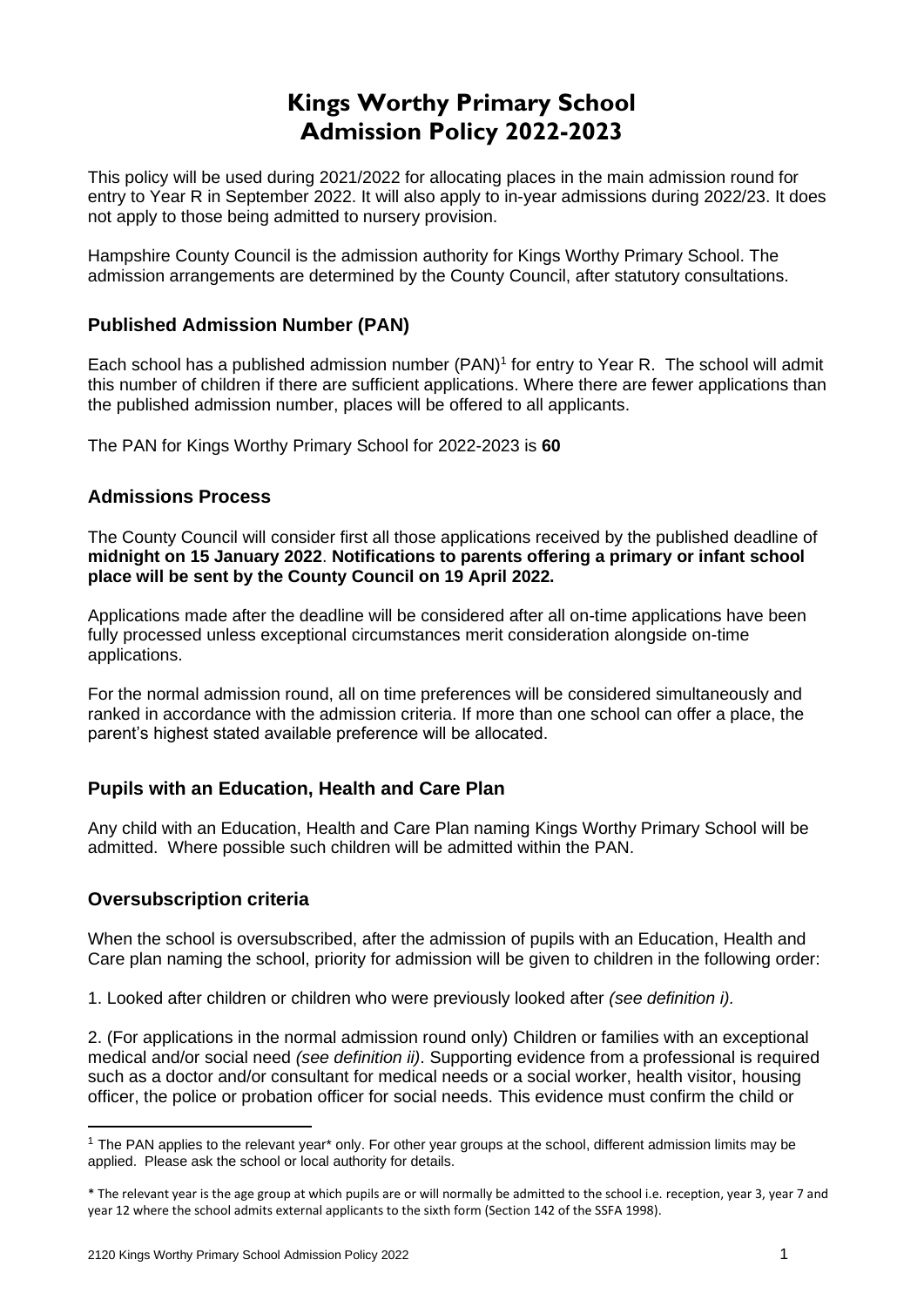# Kings Worthy Primary School
# Admission Policy 2022-2023

This policy will be used during 2021/2022 for allocating places in the main admission round for entry to Year R in September 2022. It will also apply to in-year admissions during 2022/23. It does not apply to those being admitted to nursery provision.

Hampshire County Council is the admission authority for Kings Worthy Primary School. The admission arrangements are determined by the County Council, after statutory consultations.

## Published Admission Number (PAN)

Each school has a published admission number (PAN)[1] for entry to Year R. The school will admit this number of children if there are sufficient applications. Where there are fewer applications than the published admission number, places will be offered to all applicants.

The PAN for Kings Worthy Primary School for 2022-2023 is **60**

## Admissions Process

The County Council will consider first all those applications received by the published deadline of **midnight on 15 January 2022**. **Notifications to parents offering a primary or infant school place will be sent by the County Council on 19 April 2022.**

Applications made after the deadline will be considered after all on-time applications have been fully processed unless exceptional circumstances merit consideration alongside on-time applications.

For the normal admission round, all on time preferences will be considered simultaneously and ranked in accordance with the admission criteria. If more than one school can offer a place, the parent's highest stated available preference will be allocated.

## Pupils with an Education, Health and Care Plan

Any child with an Education, Health and Care Plan naming Kings Worthy Primary School will be admitted. Where possible such children will be admitted within the PAN.

## Oversubscription criteria

When the school is oversubscribed, after the admission of pupils with an Education, Health and Care plan naming the school, priority for admission will be given to children in the following order:

1. Looked after children or children who were previously looked after *(see definition i).*

2. (For applications in the normal admission round only) Children or families with an exceptional medical and/or social need *(see definition ii)*. Supporting evidence from a professional is required such as a doctor and/or consultant for medical needs or a social worker, health visitor, housing officer, the police or probation officer for social needs. This evidence must confirm the child or

[1] The PAN applies to the relevant year* only. For other year groups at the school, different admission limits may be applied. Please ask the school or local authority for details.

* The relevant year is the age group at which pupils are or will normally be admitted to the school i.e. reception, year 3, year 7 and year 12 where the school admits external applicants to the sixth form (Section 142 of the SSFA 1998).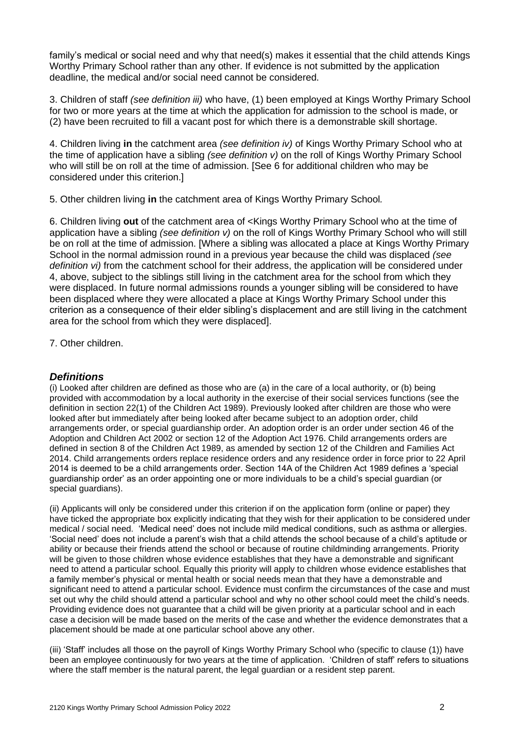family's medical or social need and why that need(s) makes it essential that the child attends Kings Worthy Primary School rather than any other. If evidence is not submitted by the application deadline, the medical and/or social need cannot be considered.

3. Children of staff *(see definition iii)* who have, (1) been employed at Kings Worthy Primary School for two or more years at the time at which the application for admission to the school is made, or (2) have been recruited to fill a vacant post for which there is a demonstrable skill shortage.

4. Children living **in** the catchment area *(see definition iv)* of Kings Worthy Primary School who at the time of application have a sibling *(see definition v)* on the roll of Kings Worthy Primary School who will still be on roll at the time of admission. [See 6 for additional children who may be considered under this criterion.]

5. Other children living **in** the catchment area of Kings Worthy Primary School.

6. Children living **out** of the catchment area of <Kings Worthy Primary School who at the time of application have a sibling *(see definition v)* on the roll of Kings Worthy Primary School who will still be on roll at the time of admission. [Where a sibling was allocated a place at Kings Worthy Primary School in the normal admission round in a previous year because the child was displaced *(see definition vi)* from the catchment school for their address, the application will be considered under 4, above, subject to the siblings still living in the catchment area for the school from which they were displaced. In future normal admissions rounds a younger sibling will be considered to have been displaced where they were allocated a place at Kings Worthy Primary School under this criterion as a consequence of their elder sibling's displacement and are still living in the catchment area for the school from which they were displaced].

7. Other children.

## *Definitions*

(i) Looked after children are defined as those who are (a) in the care of a local authority, or (b) being provided with accommodation by a local authority in the exercise of their social services functions (see the definition in section 22(1) of the Children Act 1989). Previously looked after children are those who were looked after but immediately after being looked after became subject to an adoption order, child arrangements order, or special guardianship order. An adoption order is an order under section 46 of the Adoption and Children Act 2002 or section 12 of the Adoption Act 1976. Child arrangements orders are defined in section 8 of the Children Act 1989, as amended by section 12 of the Children and Families Act 2014. Child arrangements orders replace residence orders and any residence order in force prior to 22 April 2014 is deemed to be a child arrangements order. Section 14A of the Children Act 1989 defines a 'special guardianship order' as an order appointing one or more individuals to be a child's special guardian (or special guardians).

(ii) Applicants will only be considered under this criterion if on the application form (online or paper) they have ticked the appropriate box explicitly indicating that they wish for their application to be considered under medical / social need. 'Medical need' does not include mild medical conditions, such as asthma or allergies. 'Social need' does not include a parent's wish that a child attends the school because of a child's aptitude or ability or because their friends attend the school or because of routine childminding arrangements. Priority will be given to those children whose evidence establishes that they have a demonstrable and significant need to attend a particular school. Equally this priority will apply to children whose evidence establishes that a family member's physical or mental health or social needs mean that they have a demonstrable and significant need to attend a particular school. Evidence must confirm the circumstances of the case and must set out why the child should attend a particular school and why no other school could meet the child's needs. Providing evidence does not guarantee that a child will be given priority at a particular school and in each case a decision will be made based on the merits of the case and whether the evidence demonstrates that a placement should be made at one particular school above any other.

(iii) 'Staff' includes all those on the payroll of Kings Worthy Primary School who (specific to clause (1)) have been an employee continuously for two years at the time of application. 'Children of staff' refers to situations where the staff member is the natural parent, the legal guardian or a resident step parent.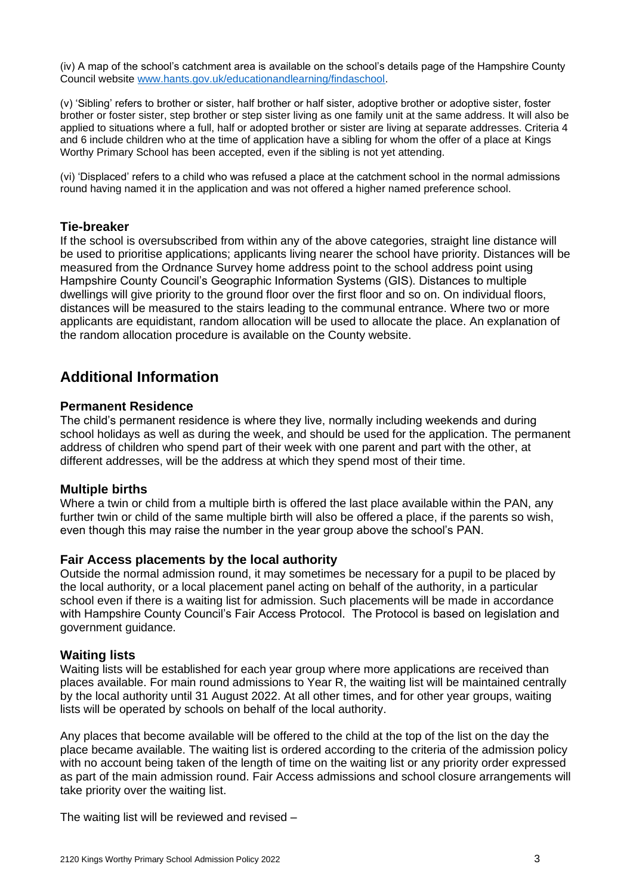(iv) A map of the school's catchment area is available on the school's details page of the Hampshire County Council website [www.hants.gov.uk/educationandlearning/findaschool](http://www.hants.gov.uk/educationandlearning/findaschool).

(v) 'Sibling' refers to brother or sister, half brother or half sister, adoptive brother or adoptive sister, foster brother or foster sister, step brother or step sister living as one family unit at the same address. It will also be applied to situations where a full, half or adopted brother or sister are living at separate addresses. Criteria 4 and 6 include children who at the time of application have a sibling for whom the offer of a place at Kings Worthy Primary School has been accepted, even if the sibling is not yet attending.

(vi) 'Displaced' refers to a child who was refused a place at the catchment school in the normal admissions round having named it in the application and was not offered a higher named preference school.

### Tie-breaker

If the school is oversubscribed from within any of the above categories, straight line distance will be used to prioritise applications; applicants living nearer the school have priority. Distances will be measured from the Ordnance Survey home address point to the school address point using Hampshire County Council's Geographic Information Systems (GIS). Distances to multiple dwellings will give priority to the ground floor over the first floor and so on. On individual floors, distances will be measured to the stairs leading to the communal entrance. Where two or more applicants are equidistant, random allocation will be used to allocate the place. An explanation of the random allocation procedure is available on the County website.

## Additional Information

### Permanent Residence

The child's permanent residence is where they live, normally including weekends and during school holidays as well as during the week, and should be used for the application. The permanent address of children who spend part of their week with one parent and part with the other, at different addresses, will be the address at which they spend most of their time.

### Multiple births

Where a twin or child from a multiple birth is offered the last place available within the PAN, any further twin or child of the same multiple birth will also be offered a place, if the parents so wish, even though this may raise the number in the year group above the school's PAN.

### Fair Access placements by the local authority

Outside the normal admission round, it may sometimes be necessary for a pupil to be placed by the local authority, or a local placement panel acting on behalf of the authority, in a particular school even if there is a waiting list for admission. Such placements will be made in accordance with Hampshire County Council's Fair Access Protocol. The Protocol is based on legislation and government guidance.

### Waiting lists

Waiting lists will be established for each year group where more applications are received than places available. For main round admissions to Year R, the waiting list will be maintained centrally by the local authority until 31 August 2022. At all other times, and for other year groups, waiting lists will be operated by schools on behalf of the local authority.

Any places that become available will be offered to the child at the top of the list on the day the place became available. The waiting list is ordered according to the criteria of the admission policy with no account being taken of the length of time on the waiting list or any priority order expressed as part of the main admission round. Fair Access admissions and school closure arrangements will take priority over the waiting list.

The waiting list will be reviewed and revised –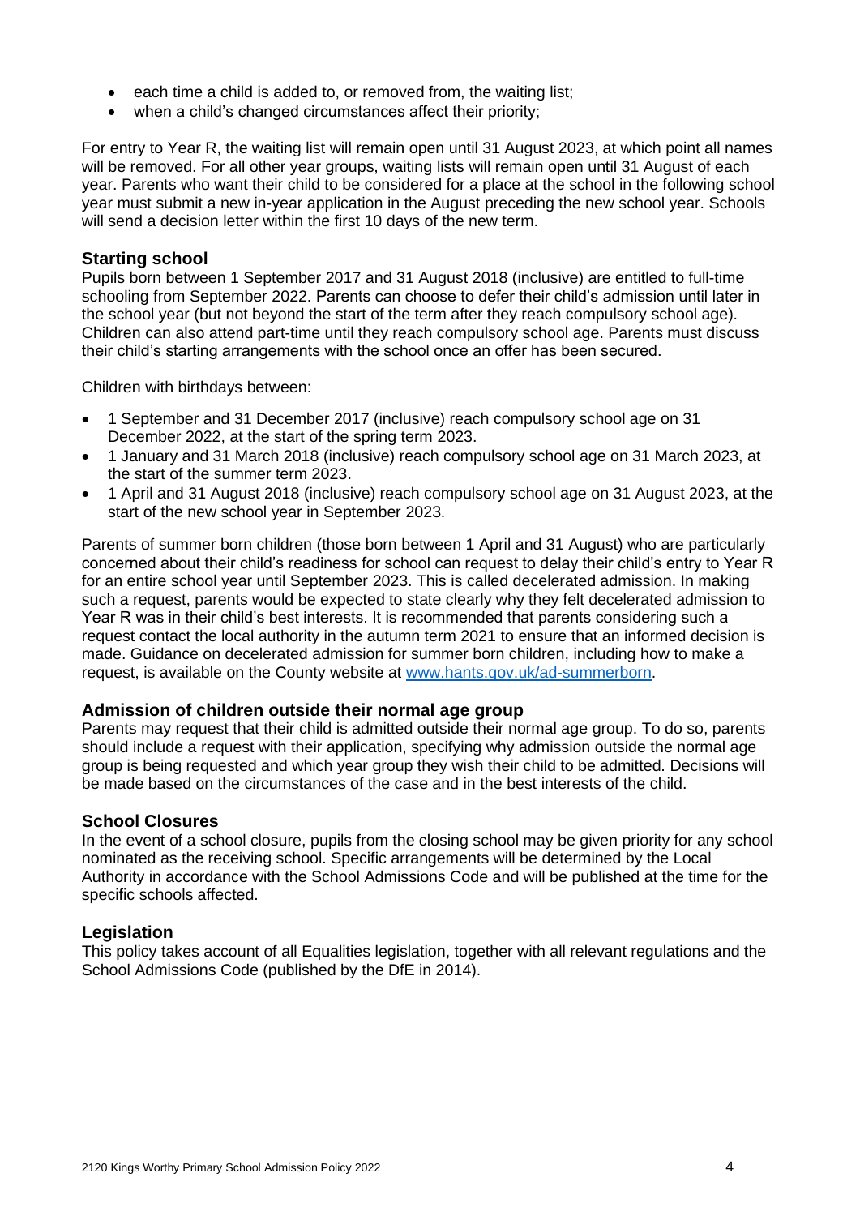- each time a child is added to, or removed from, the waiting list;
- when a child's changed circumstances affect their priority;

For entry to Year R, the waiting list will remain open until 31 August 2023, at which point all names will be removed. For all other year groups, waiting lists will remain open until 31 August of each year. Parents who want their child to be considered for a place at the school in the following school year must submit a new in-year application in the August preceding the new school year. Schools will send a decision letter within the first 10 days of the new term.

### Starting school

Pupils born between 1 September 2017 and 31 August 2018 (inclusive) are entitled to full-time schooling from September 2022. Parents can choose to defer their child's admission until later in the school year (but not beyond the start of the term after they reach compulsory school age). Children can also attend part-time until they reach compulsory school age. Parents must discuss their child's starting arrangements with the school once an offer has been secured.

Children with birthdays between:

- 1 September and 31 December 2017 (inclusive) reach compulsory school age on 31 December 2022, at the start of the spring term 2023.
- 1 January and 31 March 2018 (inclusive) reach compulsory school age on 31 March 2023, at the start of the summer term 2023.
- 1 April and 31 August 2018 (inclusive) reach compulsory school age on 31 August 2023, at the start of the new school year in September 2023.

Parents of summer born children (those born between 1 April and 31 August) who are particularly concerned about their child's readiness for school can request to delay their child's entry to Year R for an entire school year until September 2023. This is called decelerated admission. In making such a request, parents would be expected to state clearly why they felt decelerated admission to Year R was in their child's best interests. It is recommended that parents considering such a request contact the local authority in the autumn term 2021 to ensure that an informed decision is made. Guidance on decelerated admission for summer born children, including how to make a request, is available on the County website at [www.hants.gov.uk/ad-summerborn](http://www.hants.gov.uk/ad-summerborn).

### Admission of children outside their normal age group

Parents may request that their child is admitted outside their normal age group. To do so, parents should include a request with their application, specifying why admission outside the normal age group is being requested and which year group they wish their child to be admitted. Decisions will be made based on the circumstances of the case and in the best interests of the child.

### School Closures

In the event of a school closure, pupils from the closing school may be given priority for any school nominated as the receiving school. Specific arrangements will be determined by the Local Authority in accordance with the School Admissions Code and will be published at the time for the specific schools affected.

### Legislation

This policy takes account of all Equalities legislation, together with all relevant regulations and the School Admissions Code (published by the DfE in 2014).